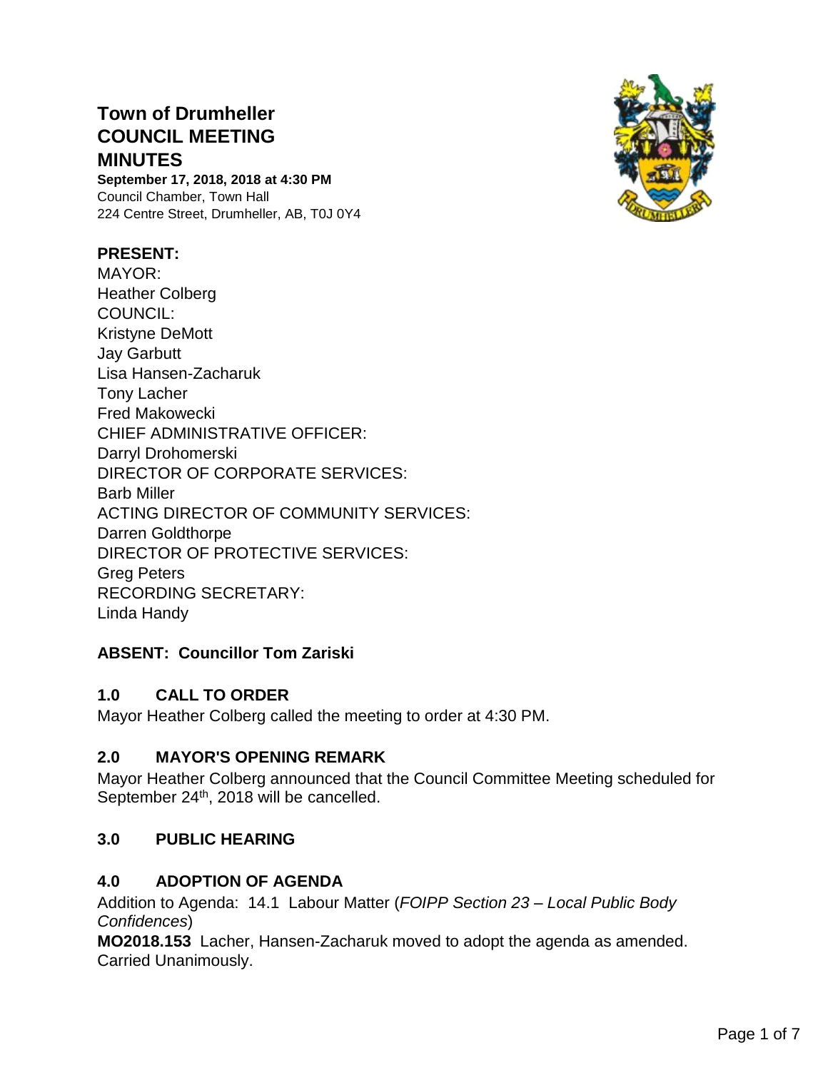# Town of Drumheller
# COUNCIL MEETING
# MINUTES

**September 17, 2018, 2018 at 4:30 PM**
Council Chamber, Town Hall
224 Centre Street, Drumheller, AB, T0J 0Y4

**PRESENT:**
MAYOR:
Heather Colberg
COUNCIL:
Kristyne DeMott
Jay Garbutt
Lisa Hansen-Zacharuk
Tony Lacher
Fred Makowecki
CHIEF ADMINISTRATIVE OFFICER:
Darryl Drohomerski
DIRECTOR OF CORPORATE SERVICES:
Barb Miller
ACTING DIRECTOR OF COMMUNITY SERVICES:
Darren Goldthorpe
DIRECTOR OF PROTECTIVE SERVICES:
Greg Peters
RECORDING SECRETARY:
Linda Handy

**ABSENT: Councillor Tom Zariski**

## 1.0 CALL TO ORDER

Mayor Heather Colberg called the meeting to order at 4:30 PM.

## 2.0 MAYOR'S OPENING REMARK

Mayor Heather Colberg announced that the Council Committee Meeting scheduled for September 24th, 2018 will be cancelled.

## 3.0 PUBLIC HEARING

## 4.0 ADOPTION OF AGENDA

Addition to Agenda: 14.1 Labour Matter (*FOIPP Section 23 – Local Public Body Confidences*)

**MO2018.153** Lacher, Hansen-Zacharuk moved to adopt the agenda as amended.
Carried Unanimously.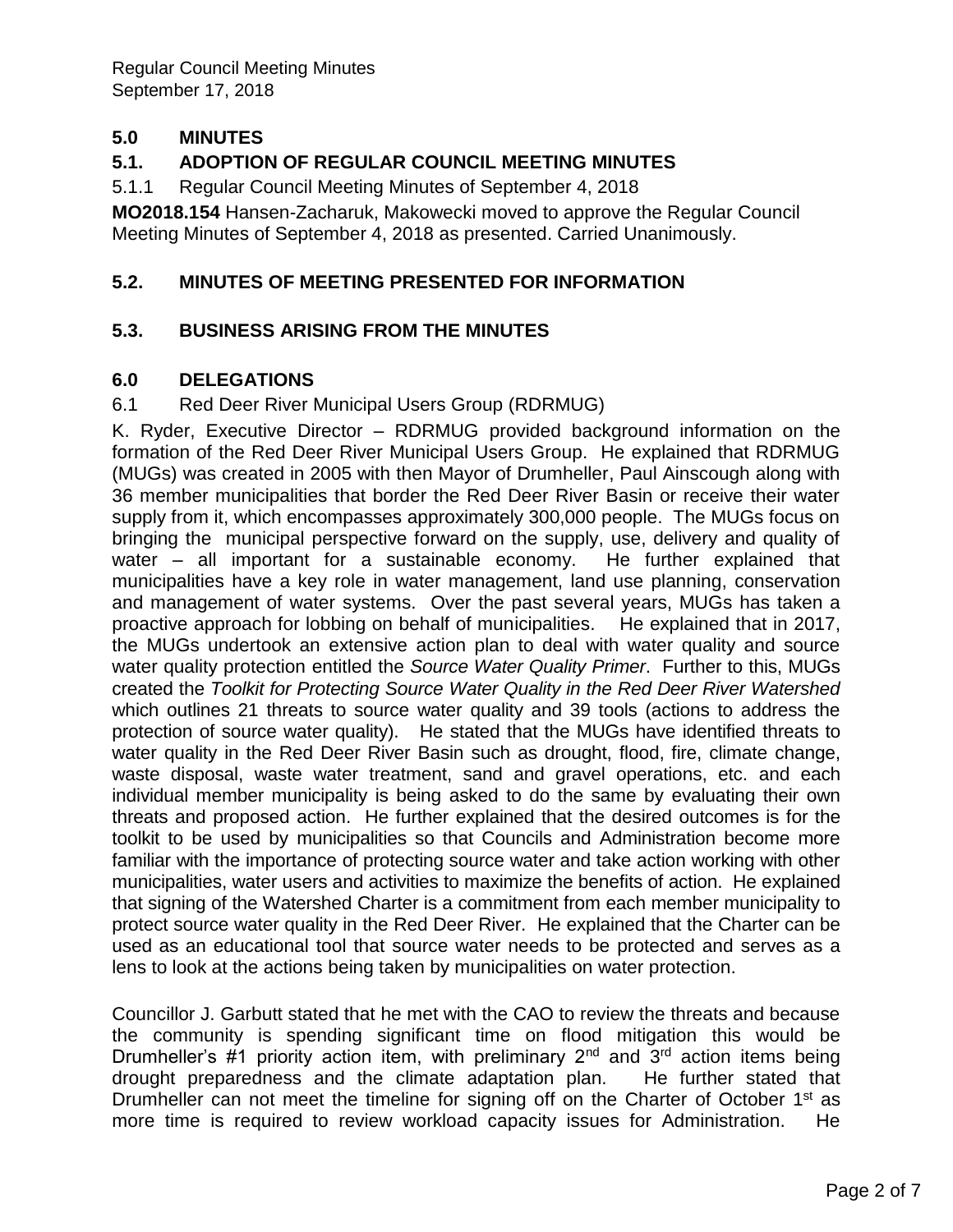## 5.0 MINUTES

### 5.1. ADOPTION OF REGULAR COUNCIL MEETING MINUTES

5.1.1 Regular Council Meeting Minutes of September 4, 2018

**MO2018.154** Hansen-Zacharuk, Makowecki moved to approve the Regular Council Meeting Minutes of September 4, 2018 as presented. Carried Unanimously.

### 5.2. MINUTES OF MEETING PRESENTED FOR INFORMATION

### 5.3. BUSINESS ARISING FROM THE MINUTES

## 6.0 DELEGATIONS

6.1 Red Deer River Municipal Users Group (RDRMUG)

K. Ryder, Executive Director – RDRMUG provided background information on the formation of the Red Deer River Municipal Users Group. He explained that RDRMUG (MUGs) was created in 2005 with then Mayor of Drumheller, Paul Ainscough along with 36 member municipalities that border the Red Deer River Basin or receive their water supply from it, which encompasses approximately 300,000 people. The MUGs focus on bringing the municipal perspective forward on the supply, use, delivery and quality of water – all important for a sustainable economy. He further explained that municipalities have a key role in water management, land use planning, conservation and management of water systems. Over the past several years, MUGs has taken a proactive approach for lobbing on behalf of municipalities. He explained that in 2017, the MUGs undertook an extensive action plan to deal with water quality and source water quality protection entitled the *Source Water Quality Primer*. Further to this, MUGs created the *Toolkit for Protecting Source Water Quality in the Red Deer River Watershed* which outlines 21 threats to source water quality and 39 tools (actions to address the protection of source water quality). He stated that the MUGs have identified threats to water quality in the Red Deer River Basin such as drought, flood, fire, climate change, waste disposal, waste water treatment, sand and gravel operations, etc. and each individual member municipality is being asked to do the same by evaluating their own threats and proposed action. He further explained that the desired outcomes is for the toolkit to be used by municipalities so that Councils and Administration become more familiar with the importance of protecting source water and take action working with other municipalities, water users and activities to maximize the benefits of action. He explained that signing of the Watershed Charter is a commitment from each member municipality to protect source water quality in the Red Deer River. He explained that the Charter can be used as an educational tool that source water needs to be protected and serves as a lens to look at the actions being taken by municipalities on water protection.

Councillor J. Garbutt stated that he met with the CAO to review the threats and because the community is spending significant time on flood mitigation this would be Drumheller's #1 priority action item, with preliminary 2nd and 3rd action items being drought preparedness and the climate adaptation plan. He further stated that Drumheller can not meet the timeline for signing off on the Charter of October 1st as more time is required to review workload capacity issues for Administration. He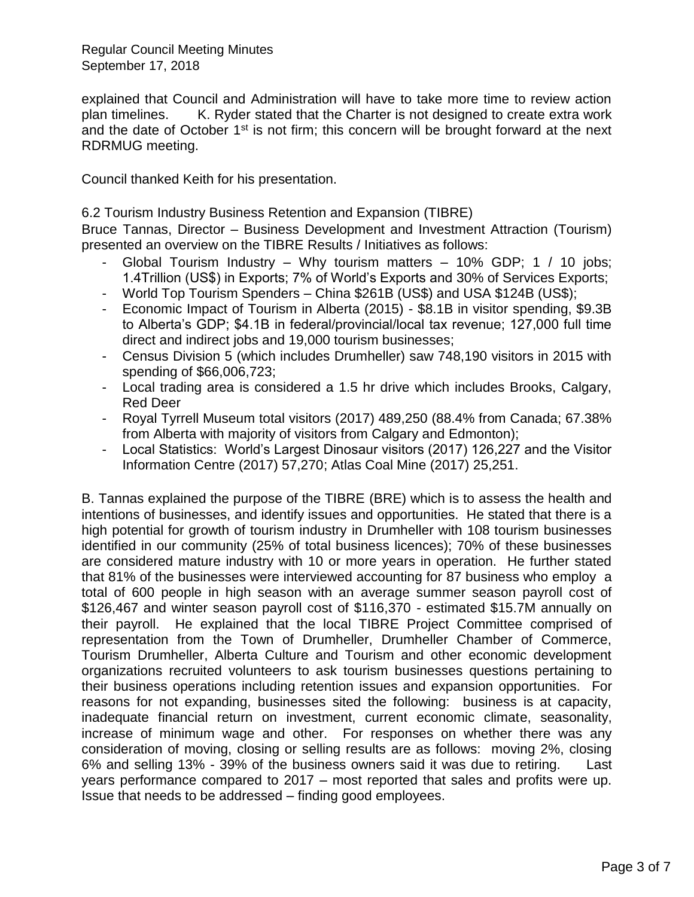explained that Council and Administration will have to take more time to review action plan timelines. K. Ryder stated that the Charter is not designed to create extra work and the date of October 1st is not firm; this concern will be brought forward at the next RDRMUG meeting.

Council thanked Keith for his presentation.

6.2 Tourism Industry Business Retention and Expansion (TIBRE)

Bruce Tannas, Director – Business Development and Investment Attraction (Tourism) presented an overview on the TIBRE Results / Initiatives as follows:

- Global Tourism Industry – Why tourism matters – 10% GDP; 1 / 10 jobs; 1.4Trillion (US$) in Exports; 7% of World's Exports and 30% of Services Exports;
- World Top Tourism Spenders – China $261B (US$) and USA $124B (US$);
- Economic Impact of Tourism in Alberta (2015) - $8.1B in visitor spending, $9.3B to Alberta's GDP; $4.1B in federal/provincial/local tax revenue; 127,000 full time direct and indirect jobs and 19,000 tourism businesses;
- Census Division 5 (which includes Drumheller) saw 748,190 visitors in 2015 with spending of $66,006,723;
- Local trading area is considered a 1.5 hr drive which includes Brooks, Calgary, Red Deer
- Royal Tyrrell Museum total visitors (2017) 489,250 (88.4% from Canada; 67.38% from Alberta with majority of visitors from Calgary and Edmonton);
- Local Statistics: World's Largest Dinosaur visitors (2017) 126,227 and the Visitor Information Centre (2017) 57,270; Atlas Coal Mine (2017) 25,251.

B. Tannas explained the purpose of the TIBRE (BRE) which is to assess the health and intentions of businesses, and identify issues and opportunities. He stated that there is a high potential for growth of tourism industry in Drumheller with 108 tourism businesses identified in our community (25% of total business licences); 70% of these businesses are considered mature industry with 10 or more years in operation. He further stated that 81% of the businesses were interviewed accounting for 87 business who employ a total of 600 people in high season with an average summer season payroll cost of $126,467 and winter season payroll cost of $116,370 - estimated $15.7M annually on their payroll. He explained that the local TIBRE Project Committee comprised of representation from the Town of Drumheller, Drumheller Chamber of Commerce, Tourism Drumheller, Alberta Culture and Tourism and other economic development organizations recruited volunteers to ask tourism businesses questions pertaining to their business operations including retention issues and expansion opportunities. For reasons for not expanding, businesses sited the following: business is at capacity, inadequate financial return on investment, current economic climate, seasonality, increase of minimum wage and other. For responses on whether there was any consideration of moving, closing or selling results are as follows: moving 2%, closing 6% and selling 13% - 39% of the business owners said it was due to retiring. Last years performance compared to 2017 – most reported that sales and profits were up. Issue that needs to be addressed – finding good employees.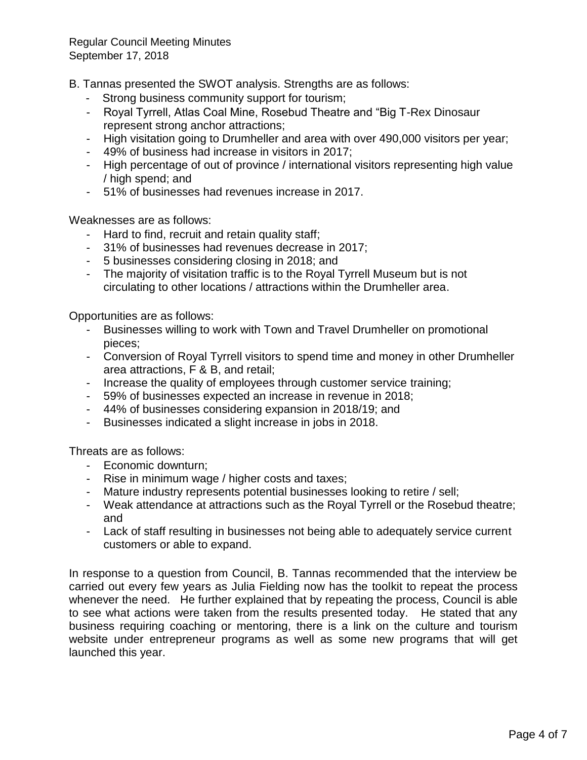B. Tannas presented the SWOT analysis. Strengths are as follows:

- Strong business community support for tourism;
- Royal Tyrrell, Atlas Coal Mine, Rosebud Theatre and "Big T-Rex Dinosaur represent strong anchor attractions;
- High visitation going to Drumheller and area with over 490,000 visitors per year;
- 49% of business had increase in visitors in 2017;
- High percentage of out of province / international visitors representing high value / high spend; and
- 51% of businesses had revenues increase in 2017.

Weaknesses are as follows:

- Hard to find, recruit and retain quality staff;
- 31% of businesses had revenues decrease in 2017;
- 5 businesses considering closing in 2018; and
- The majority of visitation traffic is to the Royal Tyrrell Museum but is not circulating to other locations / attractions within the Drumheller area.

Opportunities are as follows:

- Businesses willing to work with Town and Travel Drumheller on promotional pieces;
- Conversion of Royal Tyrrell visitors to spend time and money in other Drumheller area attractions, F & B, and retail;
- Increase the quality of employees through customer service training;
- 59% of businesses expected an increase in revenue in 2018;
- 44% of businesses considering expansion in 2018/19; and
- Businesses indicated a slight increase in jobs in 2018.

Threats are as follows:

- Economic downturn;
- Rise in minimum wage / higher costs and taxes;
- Mature industry represents potential businesses looking to retire / sell;
- Weak attendance at attractions such as the Royal Tyrrell or the Rosebud theatre; and
- Lack of staff resulting in businesses not being able to adequately service current customers or able to expand.

In response to a question from Council, B. Tannas recommended that the interview be carried out every few years as Julia Fielding now has the toolkit to repeat the process whenever the need. He further explained that by repeating the process, Council is able to see what actions were taken from the results presented today. He stated that any business requiring coaching or mentoring, there is a link on the culture and tourism website under entrepreneur programs as well as some new programs that will get launched this year.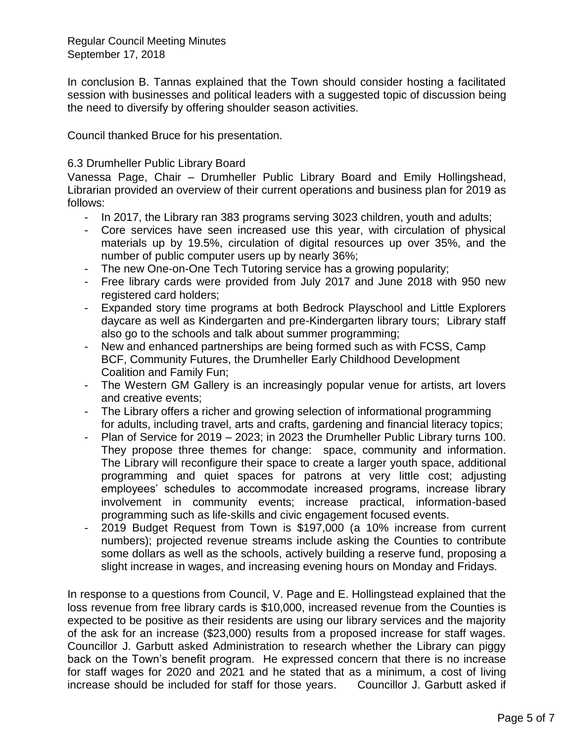In conclusion B. Tannas explained that the Town should consider hosting a facilitated session with businesses and political leaders with a suggested topic of discussion being the need to diversify by offering shoulder season activities.

Council thanked Bruce for his presentation.

6.3 Drumheller Public Library Board

Vanessa Page, Chair – Drumheller Public Library Board and Emily Hollingshead, Librarian provided an overview of their current operations and business plan for 2019 as follows:

- In 2017, the Library ran 383 programs serving 3023 children, youth and adults;
- Core services have seen increased use this year, with circulation of physical materials up by 19.5%, circulation of digital resources up over 35%, and the number of public computer users up by nearly 36%;
- The new One-on-One Tech Tutoring service has a growing popularity;
- Free library cards were provided from July 2017 and June 2018 with 950 new registered card holders;
- Expanded story time programs at both Bedrock Playschool and Little Explorers daycare as well as Kindergarten and pre-Kindergarten library tours; Library staff also go to the schools and talk about summer programming;
- New and enhanced partnerships are being formed such as with FCSS, Camp BCF, Community Futures, the Drumheller Early Childhood Development Coalition and Family Fun;
- The Western GM Gallery is an increasingly popular venue for artists, art lovers and creative events;
- The Library offers a richer and growing selection of informational programming for adults, including travel, arts and crafts, gardening and financial literacy topics;
- Plan of Service for 2019 – 2023; in 2023 the Drumheller Public Library turns 100. They propose three themes for change: space, community and information. The Library will reconfigure their space to create a larger youth space, additional programming and quiet spaces for patrons at very little cost; adjusting employees' schedules to accommodate increased programs, increase library involvement in community events; increase practical, information-based programming such as life-skills and civic engagement focused events.
- 2019 Budget Request from Town is $197,000 (a 10% increase from current numbers); projected revenue streams include asking the Counties to contribute some dollars as well as the schools, actively building a reserve fund, proposing a slight increase in wages, and increasing evening hours on Monday and Fridays.

In response to a questions from Council, V. Page and E. Hollingstead explained that the loss revenue from free library cards is $10,000, increased revenue from the Counties is expected to be positive as their residents are using our library services and the majority of the ask for an increase ($23,000) results from a proposed increase for staff wages. Councillor J. Garbutt asked Administration to research whether the Library can piggy back on the Town's benefit program. He expressed concern that there is no increase for staff wages for 2020 and 2021 and he stated that as a minimum, a cost of living increase should be included for staff for those years. Councillor J. Garbutt asked if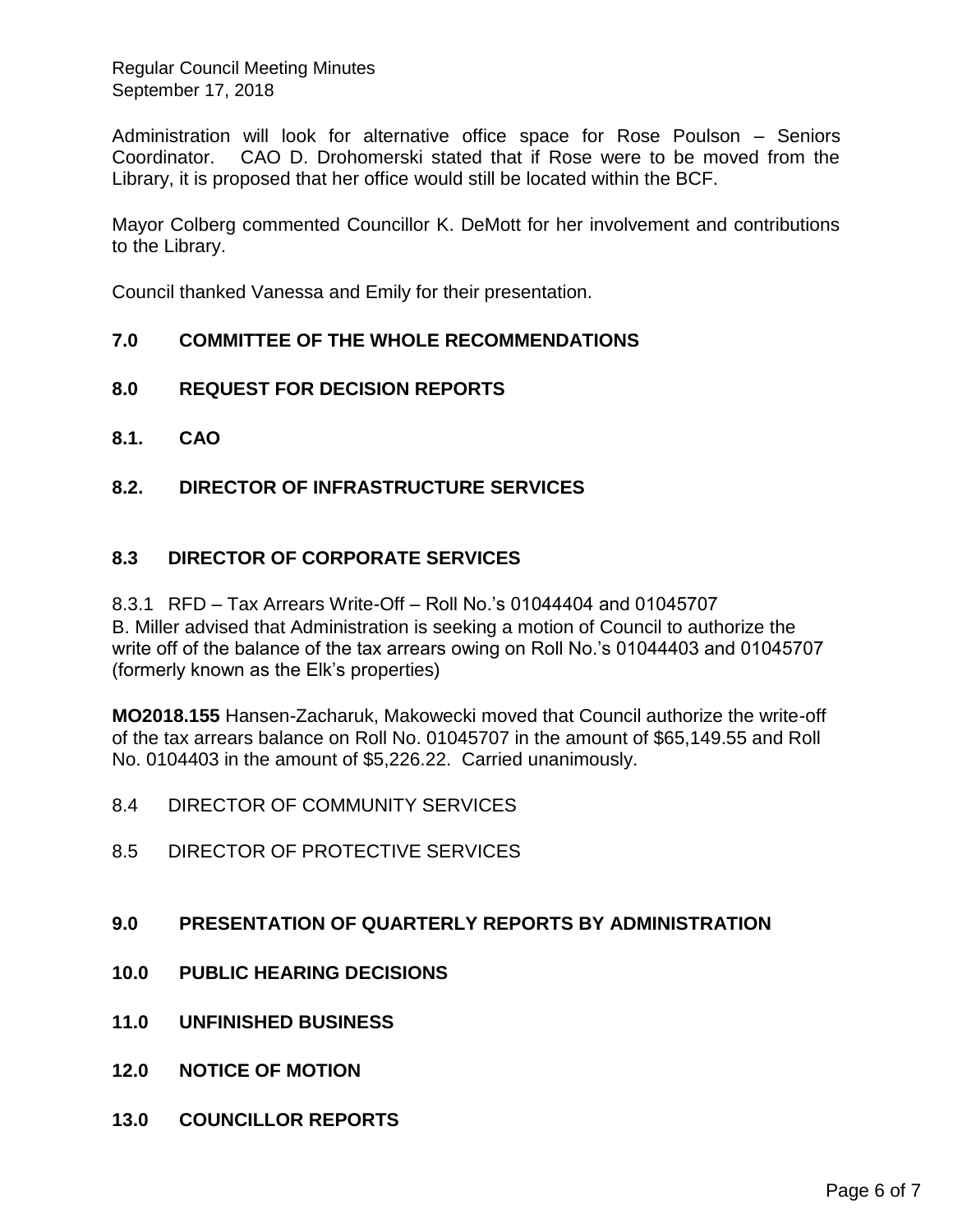Administration will look for alternative office space for Rose Poulson – Seniors Coordinator. CAO D. Drohomerski stated that if Rose were to be moved from the Library, it is proposed that her office would still be located within the BCF.

Mayor Colberg commented Councillor K. DeMott for her involvement and contributions to the Library.

Council thanked Vanessa and Emily for their presentation.

## 7.0 COMMITTEE OF THE WHOLE RECOMMENDATIONS

## 8.0 REQUEST FOR DECISION REPORTS

### 8.1. CAO

### 8.2. DIRECTOR OF INFRASTRUCTURE SERVICES

### 8.3 DIRECTOR OF CORPORATE SERVICES

8.3.1 RFD – Tax Arrears Write-Off – Roll No.'s 01044404 and 01045707
B. Miller advised that Administration is seeking a motion of Council to authorize the write off of the balance of the tax arrears owing on Roll No.'s 01044403 and 01045707 (formerly known as the Elk's properties)

**MO2018.155** Hansen-Zacharuk, Makowecki moved that Council authorize the write-off of the tax arrears balance on Roll No. 01045707 in the amount of $65,149.55 and Roll No. 0104403 in the amount of $5,226.22. Carried unanimously.

8.4 DIRECTOR OF COMMUNITY SERVICES

8.5 DIRECTOR OF PROTECTIVE SERVICES

## 9.0 PRESENTATION OF QUARTERLY REPORTS BY ADMINISTRATION

## 10.0 PUBLIC HEARING DECISIONS

## 11.0 UNFINISHED BUSINESS

## 12.0 NOTICE OF MOTION

## 13.0 COUNCILLOR REPORTS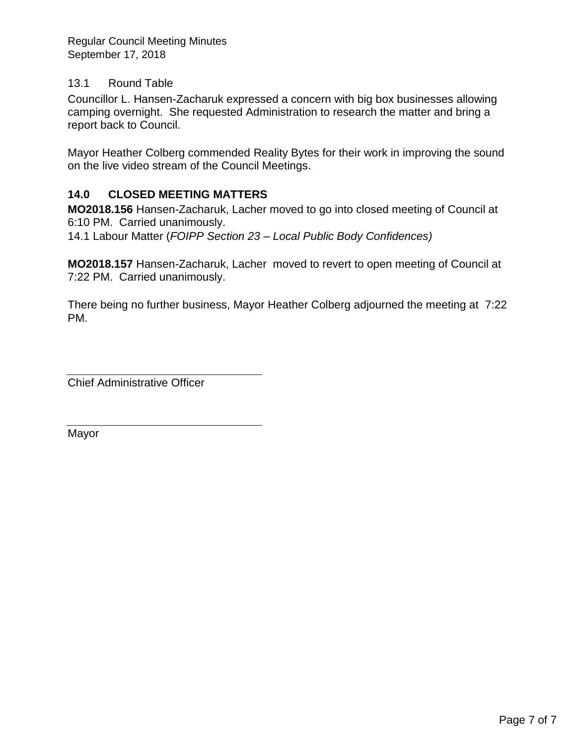### 13.1 Round Table

Councillor L. Hansen-Zacharuk expressed a concern with big box businesses allowing camping overnight. She requested Administration to research the matter and bring a report back to Council.

Mayor Heather Colberg commended Reality Bytes for their work in improving the sound on the live video stream of the Council Meetings.

## 14.0 CLOSED MEETING MATTERS

**MO2018.156** Hansen-Zacharuk, Lacher moved to go into closed meeting of Council at 6:10 PM. Carried unanimously.

14.1 Labour Matter (*FOIPP Section 23 – Local Public Body Confidences)*

**MO2018.157** Hansen-Zacharuk, Lacher moved to revert to open meeting of Council at 7:22 PM. Carried unanimously.

There being no further business, Mayor Heather Colberg adjourned the meeting at 7:22 PM.

Chief Administrative Officer

Mayor